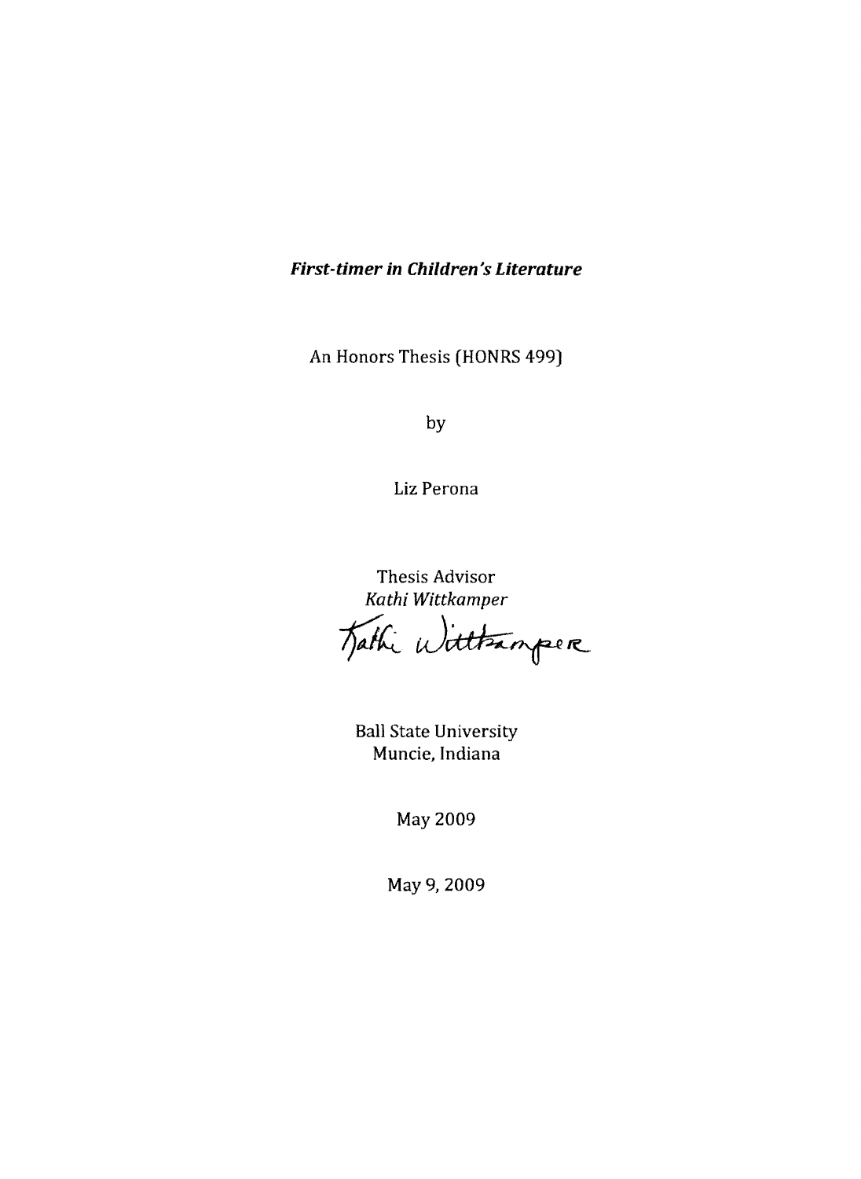***First-timer in Children's Literature***

An Honors Thesis (HONRS 499)

by

Liz Perona

Thesis Advisor
*Kathi Wittkamper*

Kathi Wittkamper

Ball State University
Muncie, Indiana

May 2009

May 9, 2009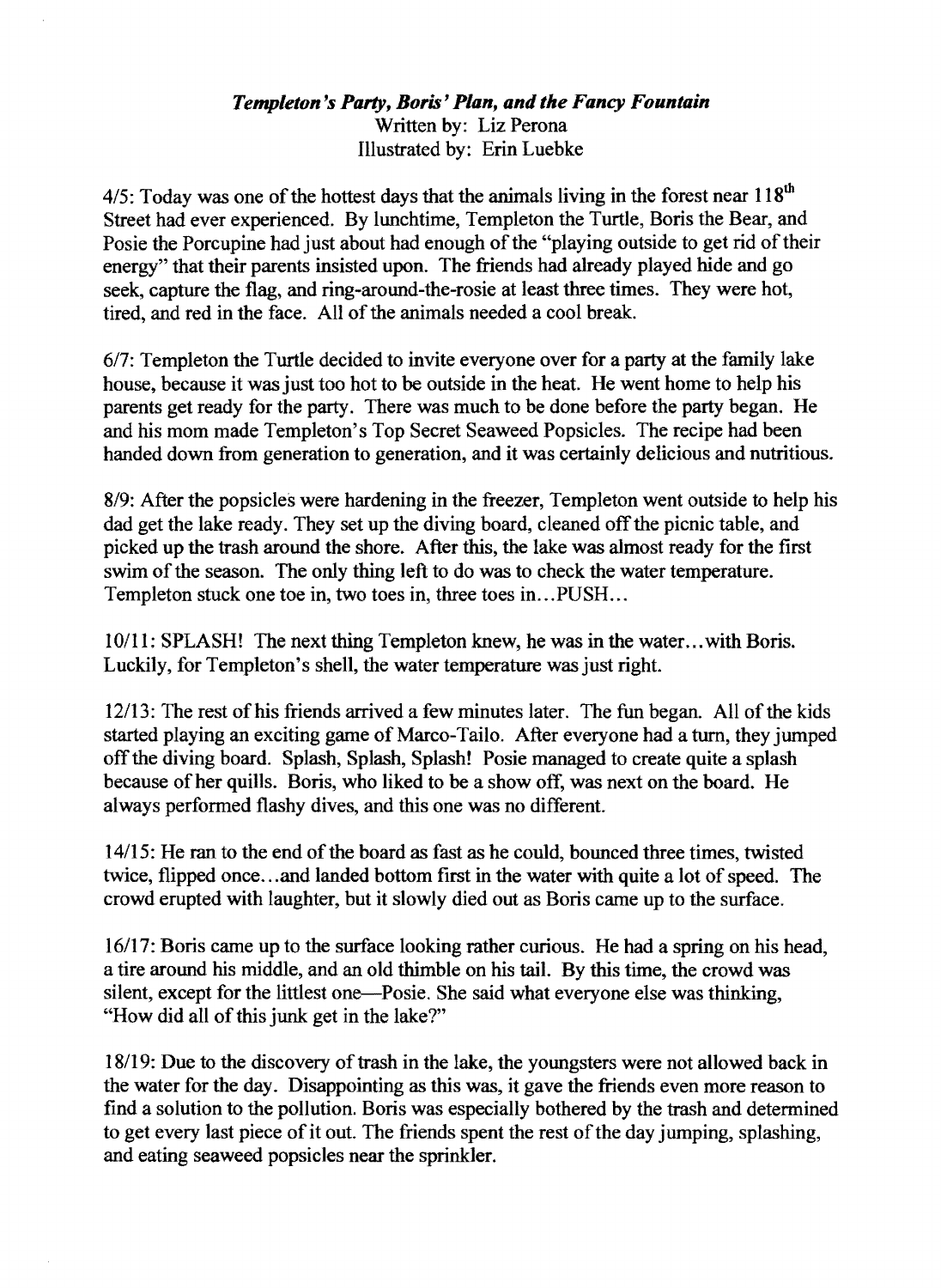***Templeton's Party, Boris' Plan, and the Fancy Fountain***

Written by: Liz Perona

Illustrated by: Erin Luebke

4/5: Today was one of the hottest days that the animals living in the forest near 118th Street had ever experienced. By lunchtime, Templeton the Turtle, Boris the Bear, and Posie the Porcupine had just about had enough of the "playing outside to get rid of their energy" that their parents insisted upon. The friends had already played hide and go seek, capture the flag, and ring-around-the-rosie at least three times. They were hot, tired, and red in the face. All of the animals needed a cool break.

6/7: Templeton the Turtle decided to invite everyone over for a party at the family lake house, because it was just too hot to be outside in the heat. He went home to help his parents get ready for the party. There was much to be done before the party began. He and his mom made Templeton's Top Secret Seaweed Popsicles. The recipe had been handed down from generation to generation, and it was certainly delicious and nutritious.

8/9: After the popsicles were hardening in the freezer, Templeton went outside to help his dad get the lake ready. They set up the diving board, cleaned off the picnic table, and picked up the trash around the shore. After this, the lake was almost ready for the first swim of the season. The only thing left to do was to check the water temperature. Templeton stuck one toe in, two toes in, three toes in...PUSH...

10/11: SPLASH! The next thing Templeton knew, he was in the water...with Boris. Luckily, for Templeton's shell, the water temperature was just right.

12/13: The rest of his friends arrived a few minutes later. The fun began. All of the kids started playing an exciting game of Marco-Tailo. After everyone had a turn, they jumped off the diving board. Splash, Splash, Splash! Posie managed to create quite a splash because of her quills. Boris, who liked to be a show off, was next on the board. He always performed flashy dives, and this one was no different.

14/15: He ran to the end of the board as fast as he could, bounced three times, twisted twice, flipped once...and landed bottom first in the water with quite a lot of speed. The crowd erupted with laughter, but it slowly died out as Boris came up to the surface.

16/17: Boris came up to the surface looking rather curious. He had a spring on his head, a tire around his middle, and an old thimble on his tail. By this time, the crowd was silent, except for the littlest one—Posie. She said what everyone else was thinking, "How did all of this junk get in the lake?"

18/19: Due to the discovery of trash in the lake, the youngsters were not allowed back in the water for the day. Disappointing as this was, it gave the friends even more reason to find a solution to the pollution. Boris was especially bothered by the trash and determined to get every last piece of it out. The friends spent the rest of the day jumping, splashing, and eating seaweed popsicles near the sprinkler.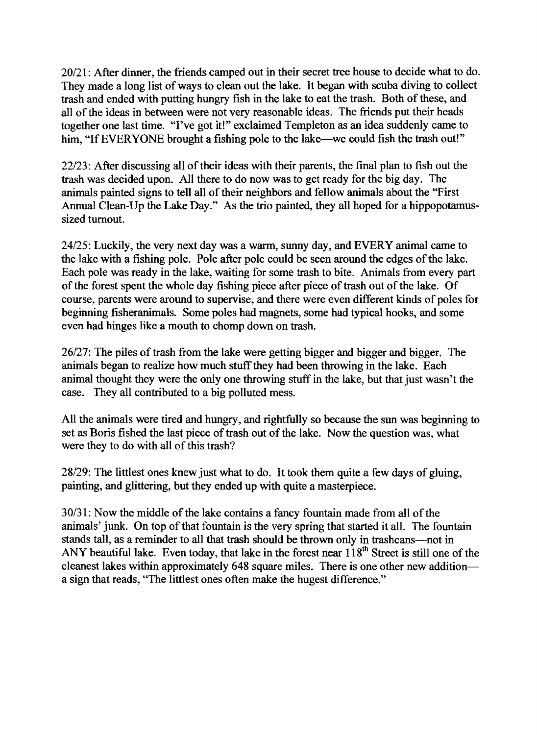20/21: After dinner, the friends camped out in their secret tree house to decide what to do. They made a long list of ways to clean out the lake. It began with scuba diving to collect trash and ended with putting hungry fish in the lake to eat the trash. Both of these, and all of the ideas in between were not very reasonable ideas. The friends put their heads together one last time. "I've got it!" exclaimed Templeton as an idea suddenly came to him, "If EVERYONE brought a fishing pole to the lake—we could fish the trash out!"

22/23: After discussing all of their ideas with their parents, the final plan to fish out the trash was decided upon. All there to do now was to get ready for the big day. The animals painted signs to tell all of their neighbors and fellow animals about the "First Annual Clean-Up the Lake Day." As the trio painted, they all hoped for a hippopotamus-sized turnout.

24/25: Luckily, the very next day was a warm, sunny day, and EVERY animal came to the lake with a fishing pole. Pole after pole could be seen around the edges of the lake. Each pole was ready in the lake, waiting for some trash to bite. Animals from every part of the forest spent the whole day fishing piece after piece of trash out of the lake. Of course, parents were around to supervise, and there were even different kinds of poles for beginning fisheranimals. Some poles had magnets, some had typical hooks, and some even had hinges like a mouth to chomp down on trash.

26/27: The piles of trash from the lake were getting bigger and bigger and bigger. The animals began to realize how much stuff they had been throwing in the lake. Each animal thought they were the only one throwing stuff in the lake, but that just wasn't the case. They all contributed to a big polluted mess.

All the animals were tired and hungry, and rightfully so because the sun was beginning to set as Boris fished the last piece of trash out of the lake. Now the question was, what were they to do with all of this trash?

28/29: The littlest ones knew just what to do. It took them quite a few days of gluing, painting, and glittering, but they ended up with quite a masterpiece.

30/31: Now the middle of the lake contains a fancy fountain made from all of the animals' junk. On top of that fountain is the very spring that started it all. The fountain stands tall, as a reminder to all that trash should be thrown only in trashcans—not in ANY beautiful lake. Even today, that lake in the forest near 118th Street is still one of the cleanest lakes within approximately 648 square miles. There is one other new addition—a sign that reads, "The littlest ones often make the hugest difference."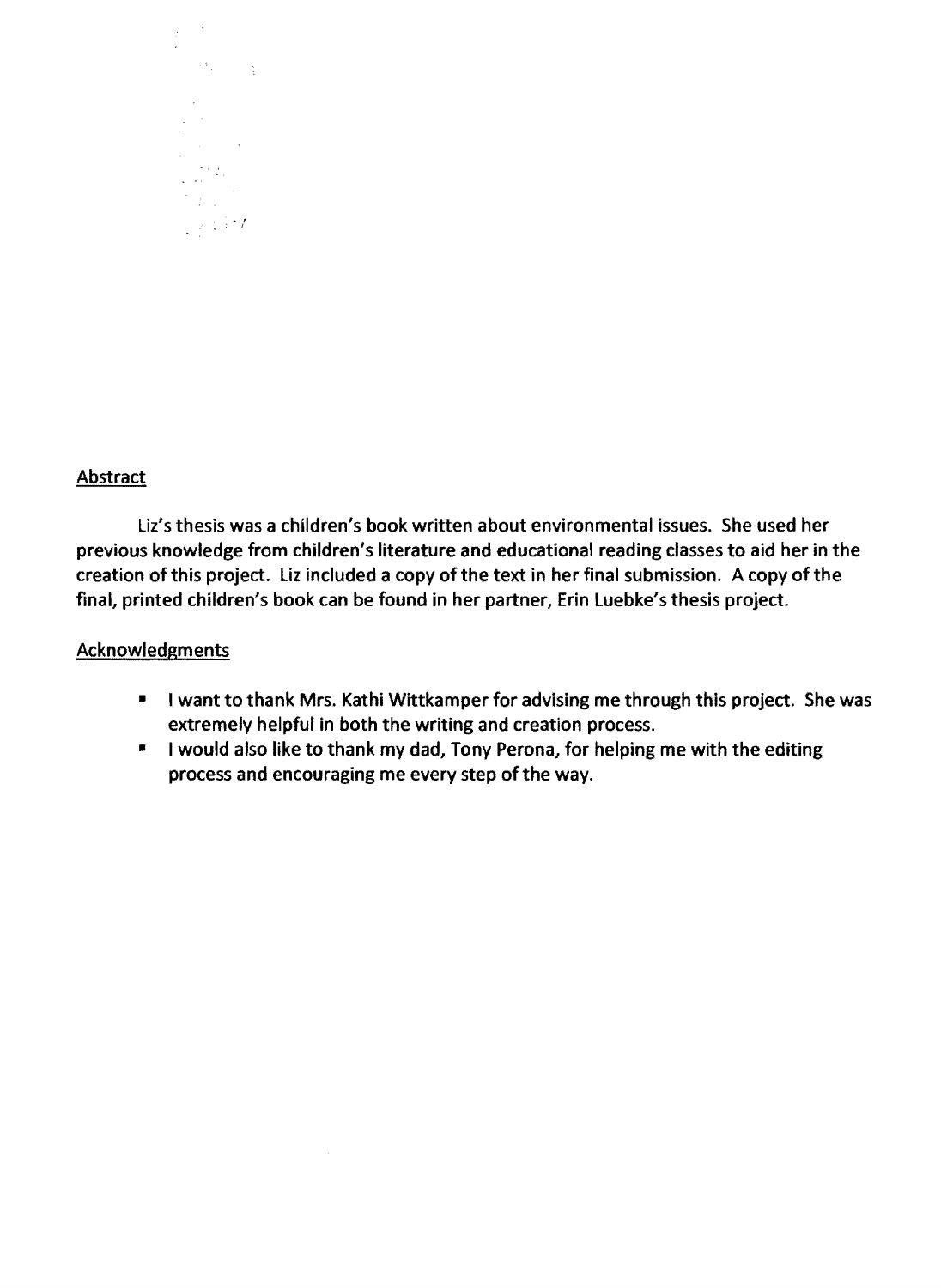## Abstract

Liz's thesis was a children's book written about environmental issues. She used her previous knowledge from children's literature and educational reading classes to aid her in the creation of this project. Liz included a copy of the text in her final submission. A copy of the final, printed children's book can be found in her partner, Erin Luebke's thesis project.

## Acknowledgments

- I want to thank Mrs. Kathi Wittkamper for advising me through this project. She was extremely helpful in both the writing and creation process.
- I would also like to thank my dad, Tony Perona, for helping me with the editing process and encouraging me every step of the way.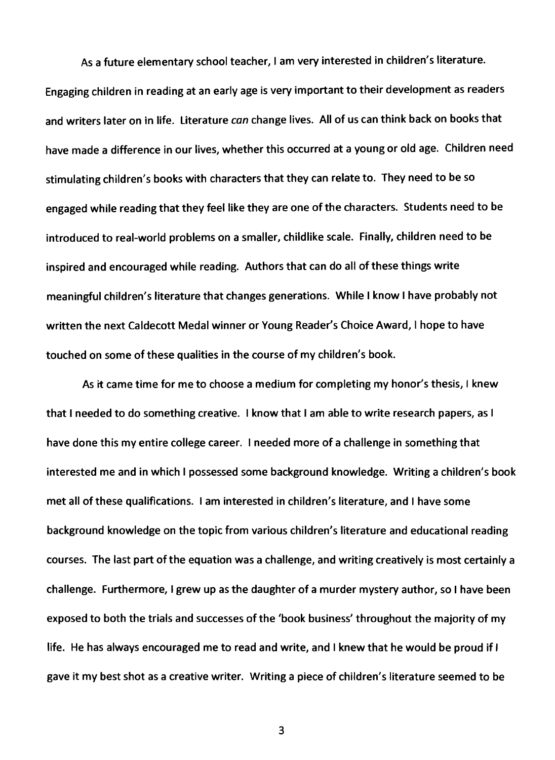As a future elementary school teacher, I am very interested in children's literature. Engaging children in reading at an early age is very important to their development as readers and writers later on in life. Literature *can* change lives. All of us can think back on books that have made a difference in our lives, whether this occurred at a young or old age. Children need stimulating children's books with characters that they can relate to. They need to be so engaged while reading that they feel like they are one of the characters. Students need to be introduced to real-world problems on a smaller, childlike scale. Finally, children need to be inspired and encouraged while reading. Authors that can do all of these things write meaningful children's literature that changes generations. While I know I have probably not written the next Caldecott Medal winner or Young Reader's Choice Award, I hope to have touched on some of these qualities in the course of my children's book.

As it came time for me to choose a medium for completing my honor's thesis, I knew that I needed to do something creative. I know that I am able to write research papers, as I have done this my entire college career. I needed more of a challenge in something that interested me and in which I possessed some background knowledge. Writing a children's book met all of these qualifications. I am interested in children's literature, and I have some background knowledge on the topic from various children's literature and educational reading courses. The last part of the equation was a challenge, and writing creatively is most certainly a challenge. Furthermore, I grew up as the daughter of a murder mystery author, so I have been exposed to both the trials and successes of the 'book business' throughout the majority of my life. He has always encouraged me to read and write, and I knew that he would be proud if I gave it my best shot as a creative writer. Writing a piece of children's literature seemed to be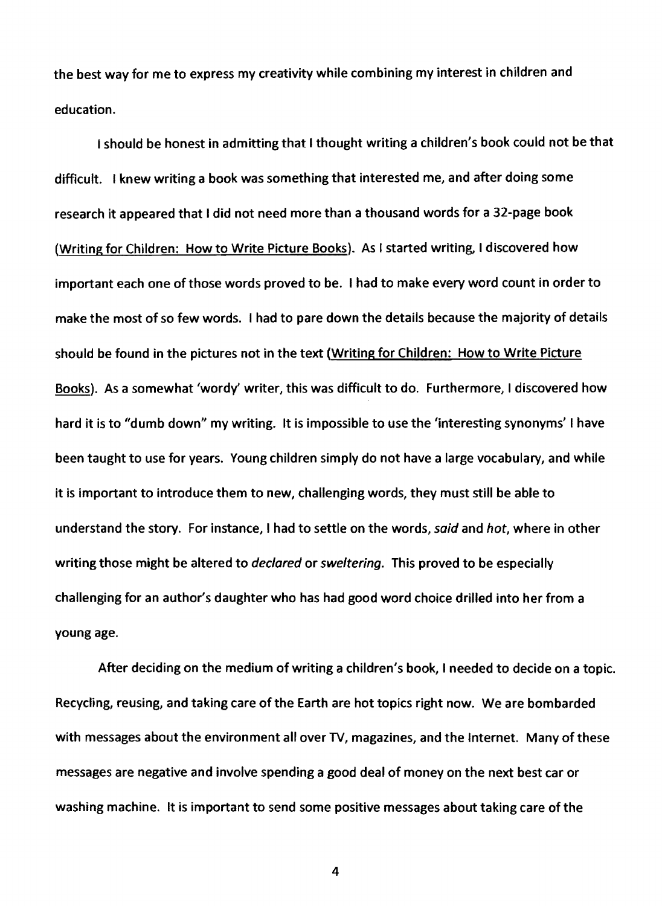the best way for me to express my creativity while combining my interest in children and education.

I should be honest in admitting that I thought writing a children's book could not be that difficult. I knew writing a book was something that interested me, and after doing some research it appeared that I did not need more than a thousand words for a 32-page book (Writing for Children: How to Write Picture Books). As I started writing, I discovered how important each one of those words proved to be. I had to make every word count in order to make the most of so few words. I had to pare down the details because the majority of details should be found in the pictures not in the text (Writing for Children: How to Write Picture Books). As a somewhat 'wordy' writer, this was difficult to do. Furthermore, I discovered how hard it is to "dumb down" my writing. It is impossible to use the 'interesting synonyms' I have been taught to use for years. Young children simply do not have a large vocabulary, and while it is important to introduce them to new, challenging words, they must still be able to understand the story. For instance, I had to settle on the words, *said* and *hot*, where in other writing those might be altered to *declared* or *sweltering.* This proved to be especially challenging for an author's daughter who has had good word choice drilled into her from a young age.

After deciding on the medium of writing a children's book, I needed to decide on a topic. Recycling, reusing, and taking care of the Earth are hot topics right now. We are bombarded with messages about the environment all over TV, magazines, and the Internet. Many of these messages are negative and involve spending a good deal of money on the next best car or washing machine. It is important to send some positive messages about taking care of the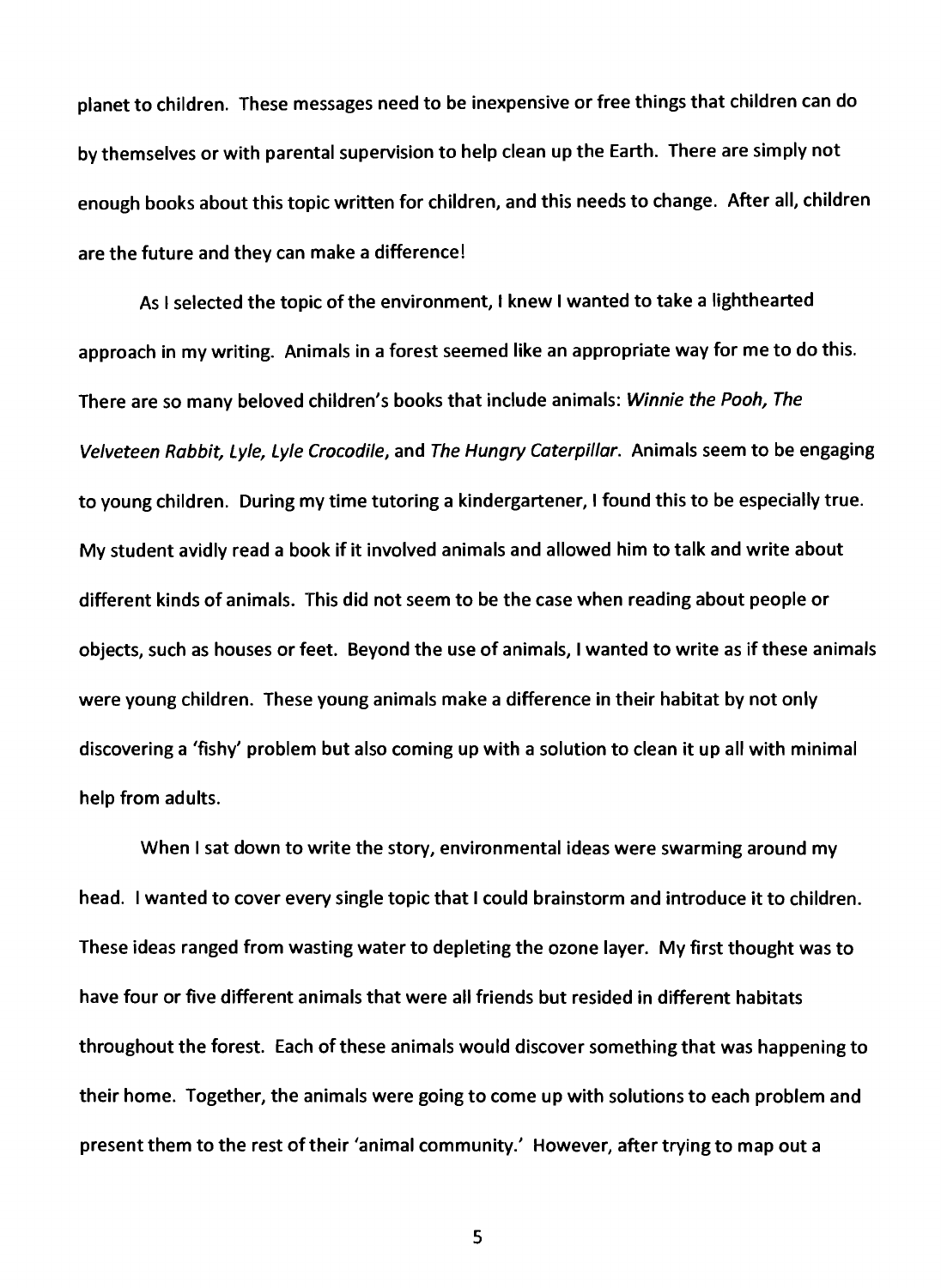planet to children. These messages need to be inexpensive or free things that children can do by themselves or with parental supervision to help clean up the Earth. There are simply not enough books about this topic written for children, and this needs to change. After all, children are the future and they can make a difference!

As I selected the topic of the environment, I knew I wanted to take a lighthearted approach in my writing. Animals in a forest seemed like an appropriate way for me to do this. There are so many beloved children's books that include animals: *Winnie the Pooh, The Velveteen Rabbit, Lyle, Lyle Crocodile*, and *The Hungry Caterpillar*. Animals seem to be engaging to young children. During my time tutoring a kindergartener, I found this to be especially true. My student avidly read a book if it involved animals and allowed him to talk and write about different kinds of animals. This did not seem to be the case when reading about people or objects, such as houses or feet. Beyond the use of animals, I wanted to write as if these animals were young children. These young animals make a difference in their habitat by not only discovering a 'fishy' problem but also coming up with a solution to clean it up all with minimal help from adults.

When I sat down to write the story, environmental ideas were swarming around my head. I wanted to cover every single topic that I could brainstorm and introduce it to children. These ideas ranged from wasting water to depleting the ozone layer. My first thought was to have four or five different animals that were all friends but resided in different habitats throughout the forest. Each of these animals would discover something that was happening to their home. Together, the animals were going to come up with solutions to each problem and present them to the rest of their 'animal community.' However, after trying to map out a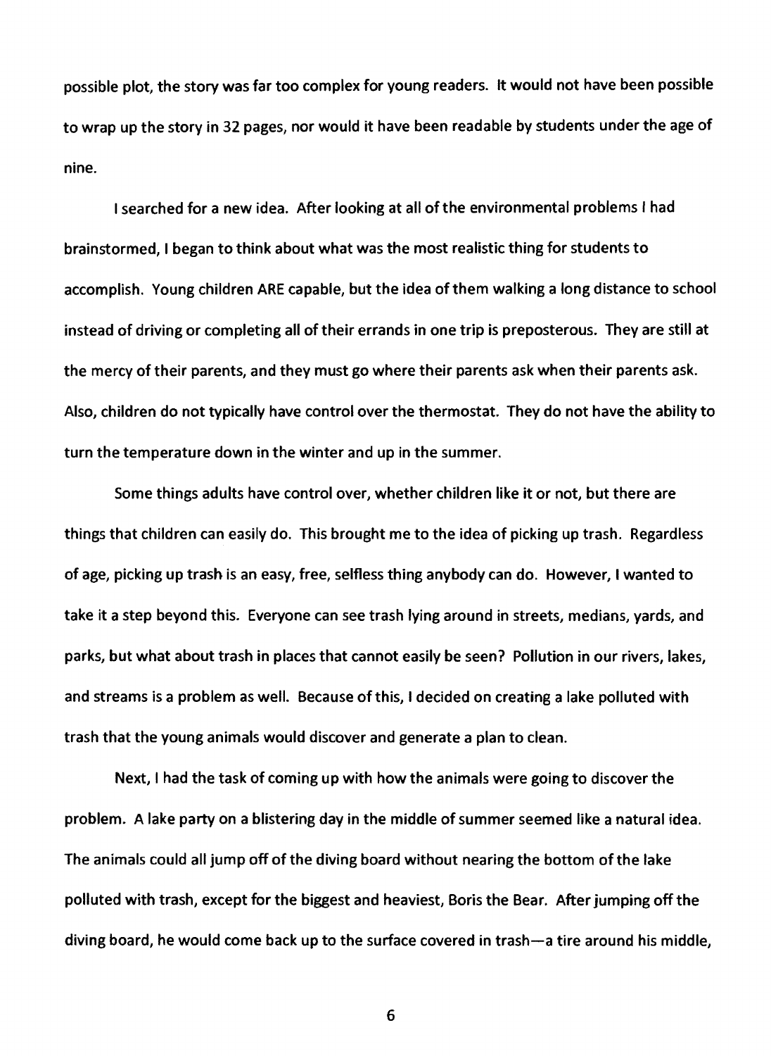possible plot, the story was far too complex for young readers. It would not have been possible to wrap up the story in 32 pages, nor would it have been readable by students under the age of nine.

I searched for a new idea. After looking at all of the environmental problems I had brainstormed, I began to think about what was the most realistic thing for students to accomplish. Young children ARE capable, but the idea of them walking a long distance to school instead of driving or completing all of their errands in one trip is preposterous. They are still at the mercy of their parents, and they must go where their parents ask when their parents ask. Also, children do not typically have control over the thermostat. They do not have the ability to turn the temperature down in the winter and up in the summer.

Some things adults have control over, whether children like it or not, but there are things that children can easily do. This brought me to the idea of picking up trash. Regardless of age, picking up trash is an easy, free, selfless thing anybody can do. However, I wanted to take it a step beyond this. Everyone can see trash lying around in streets, medians, yards, and parks, but what about trash in places that cannot easily be seen? Pollution in our rivers, lakes, and streams is a problem as well. Because of this, I decided on creating a lake polluted with trash that the young animals would discover and generate a plan to clean.

Next, I had the task of coming up with how the animals were going to discover the problem. A lake party on a blistering day in the middle of summer seemed like a natural idea. The animals could all jump off of the diving board without nearing the bottom of the lake polluted with trash, except for the biggest and heaviest, Boris the Bear. After jumping off the diving board, he would come back up to the surface covered in trash—a tire around his middle,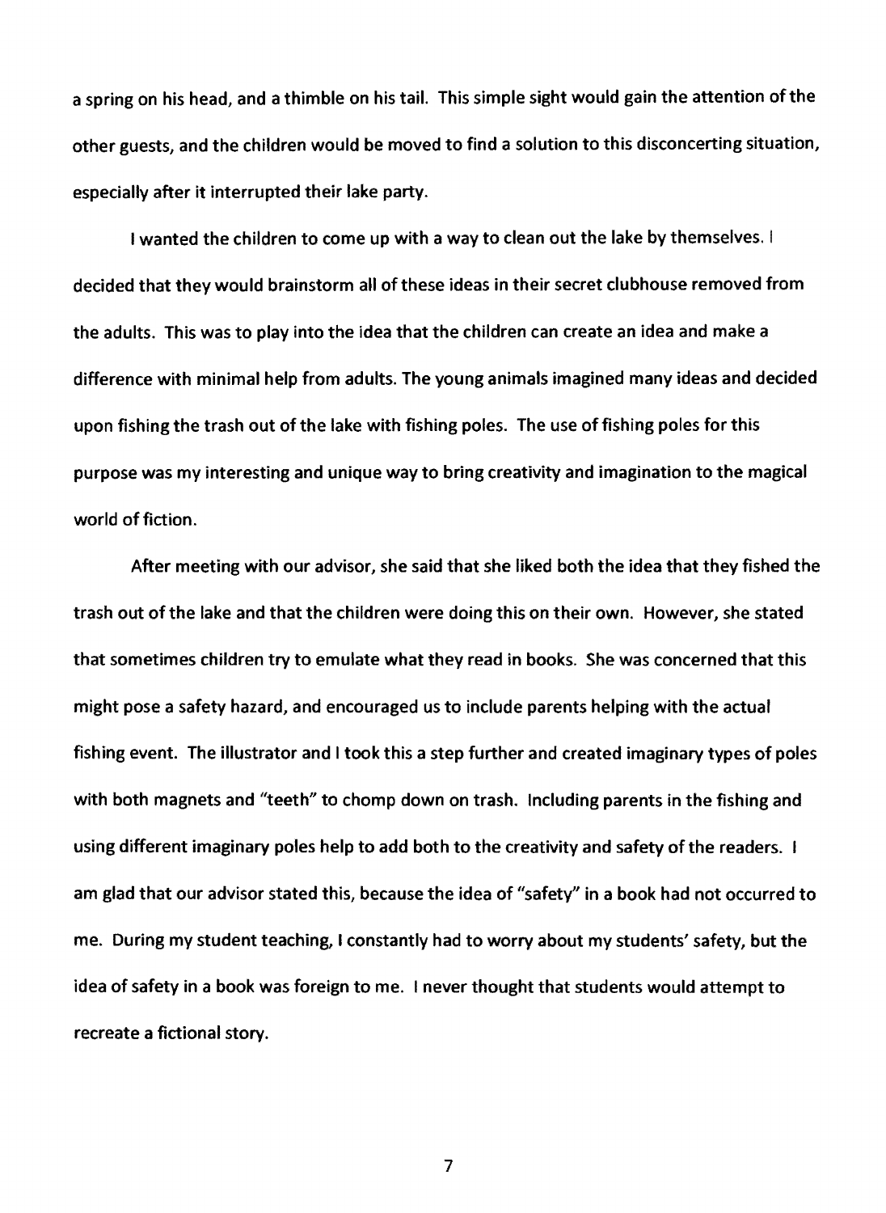a spring on his head, and a thimble on his tail. This simple sight would gain the attention of the other guests, and the children would be moved to find a solution to this disconcerting situation, especially after it interrupted their lake party.

I wanted the children to come up with a way to clean out the lake by themselves. I decided that they would brainstorm all of these ideas in their secret clubhouse removed from the adults. This was to play into the idea that the children can create an idea and make a difference with minimal help from adults. The young animals imagined many ideas and decided upon fishing the trash out of the lake with fishing poles. The use of fishing poles for this purpose was my interesting and unique way to bring creativity and imagination to the magical world of fiction.

After meeting with our advisor, she said that she liked both the idea that they fished the trash out of the lake and that the children were doing this on their own. However, she stated that sometimes children try to emulate what they read in books. She was concerned that this might pose a safety hazard, and encouraged us to include parents helping with the actual fishing event. The illustrator and I took this a step further and created imaginary types of poles with both magnets and "teeth" to chomp down on trash. Including parents in the fishing and using different imaginary poles help to add both to the creativity and safety of the readers. I am glad that our advisor stated this, because the idea of "safety" in a book had not occurred to me. During my student teaching, I constantly had to worry about my students' safety, but the idea of safety in a book was foreign to me. I never thought that students would attempt to recreate a fictional story.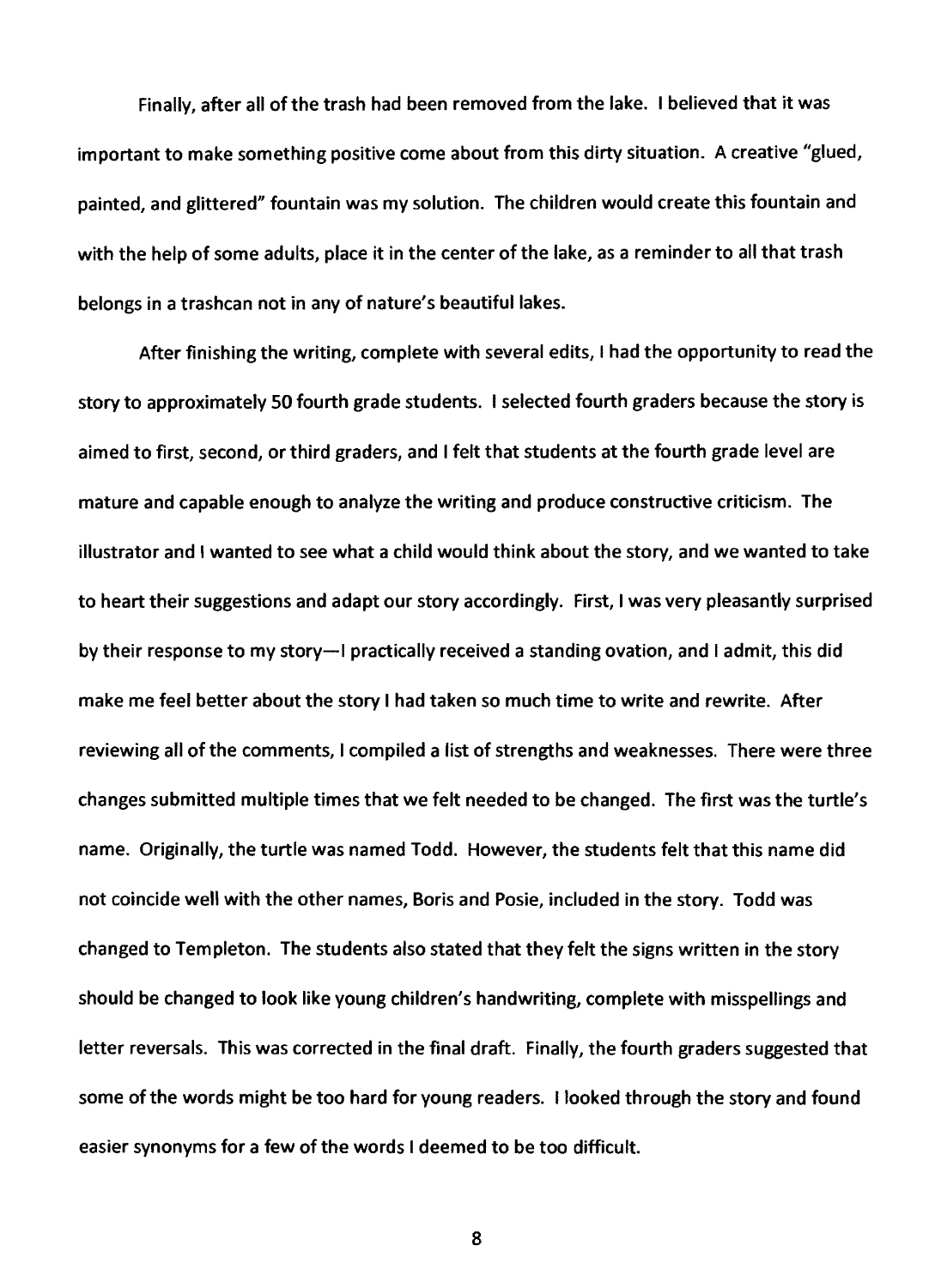Finally, after all of the trash had been removed from the lake. I believed that it was important to make something positive come about from this dirty situation. A creative "glued, painted, and glittered" fountain was my solution. The children would create this fountain and with the help of some adults, place it in the center of the lake, as a reminder to all that trash belongs in a trashcan not in any of nature's beautiful lakes.

After finishing the writing, complete with several edits, I had the opportunity to read the story to approximately 50 fourth grade students. I selected fourth graders because the story is aimed to first, second, or third graders, and I felt that students at the fourth grade level are mature and capable enough to analyze the writing and produce constructive criticism. The illustrator and I wanted to see what a child would think about the story, and we wanted to take to heart their suggestions and adapt our story accordingly. First, I was very pleasantly surprised by their response to my story—I practically received a standing ovation, and I admit, this did make me feel better about the story I had taken so much time to write and rewrite. After reviewing all of the comments, I compiled a list of strengths and weaknesses. There were three changes submitted multiple times that we felt needed to be changed. The first was the turtle's name. Originally, the turtle was named Todd. However, the students felt that this name did not coincide well with the other names, Boris and Posie, included in the story. Todd was changed to Templeton. The students also stated that they felt the signs written in the story should be changed to look like young children's handwriting, complete with misspellings and letter reversals. This was corrected in the final draft. Finally, the fourth graders suggested that some of the words might be too hard for young readers. I looked through the story and found easier synonyms for a few of the words I deemed to be too difficult.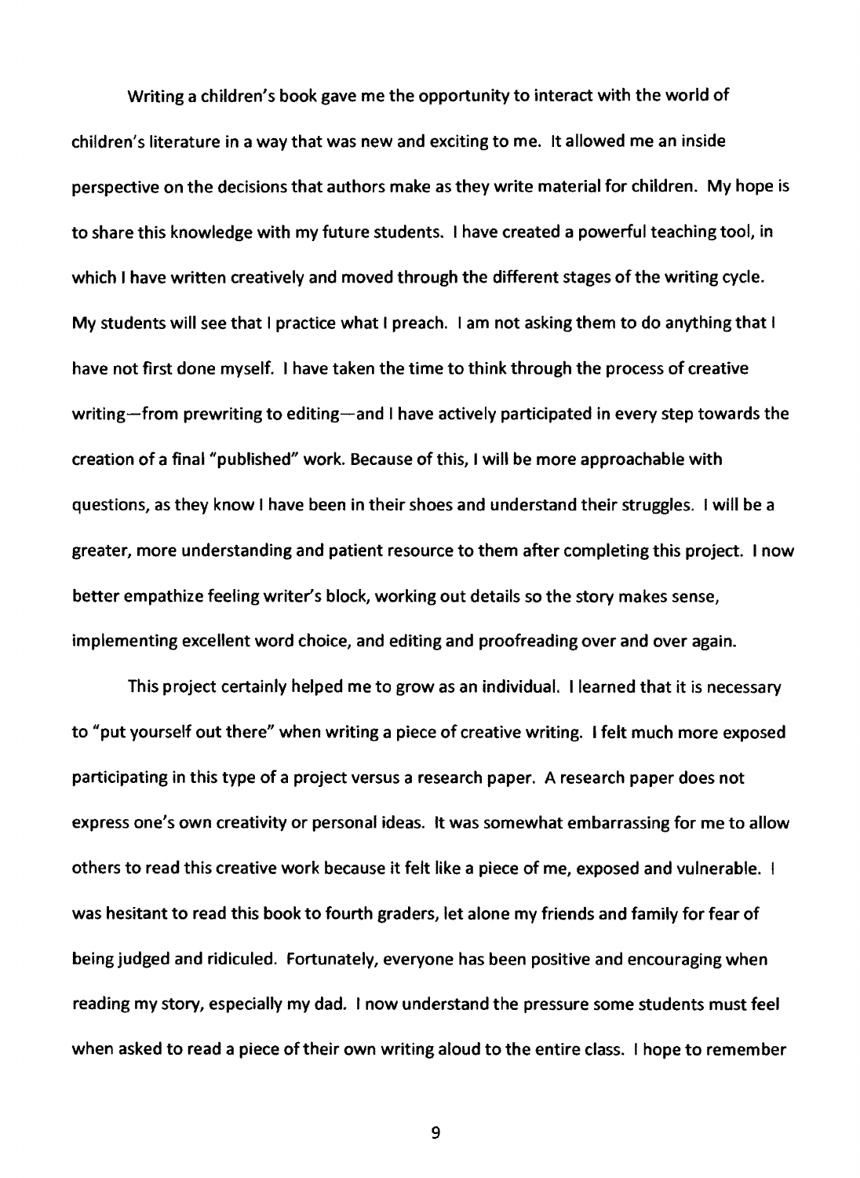Writing a children's book gave me the opportunity to interact with the world of children's literature in a way that was new and exciting to me. It allowed me an inside perspective on the decisions that authors make as they write material for children. My hope is to share this knowledge with my future students. I have created a powerful teaching tool, in which I have written creatively and moved through the different stages of the writing cycle. My students will see that I practice what I preach. I am not asking them to do anything that I have not first done myself. I have taken the time to think through the process of creative writing—from prewriting to editing—and I have actively participated in every step towards the creation of a final "published" work. Because of this, I will be more approachable with questions, as they know I have been in their shoes and understand their struggles. I will be a greater, more understanding and patient resource to them after completing this project. I now better empathize feeling writer's block, working out details so the story makes sense, implementing excellent word choice, and editing and proofreading over and over again.

This project certainly helped me to grow as an individual. I learned that it is necessary to "put yourself out there" when writing a piece of creative writing. I felt much more exposed participating in this type of a project versus a research paper. A research paper does not express one's own creativity or personal ideas. It was somewhat embarrassing for me to allow others to read this creative work because it felt like a piece of me, exposed and vulnerable. I was hesitant to read this book to fourth graders, let alone my friends and family for fear of being judged and ridiculed. Fortunately, everyone has been positive and encouraging when reading my story, especially my dad. I now understand the pressure some students must feel when asked to read a piece of their own writing aloud to the entire class. I hope to remember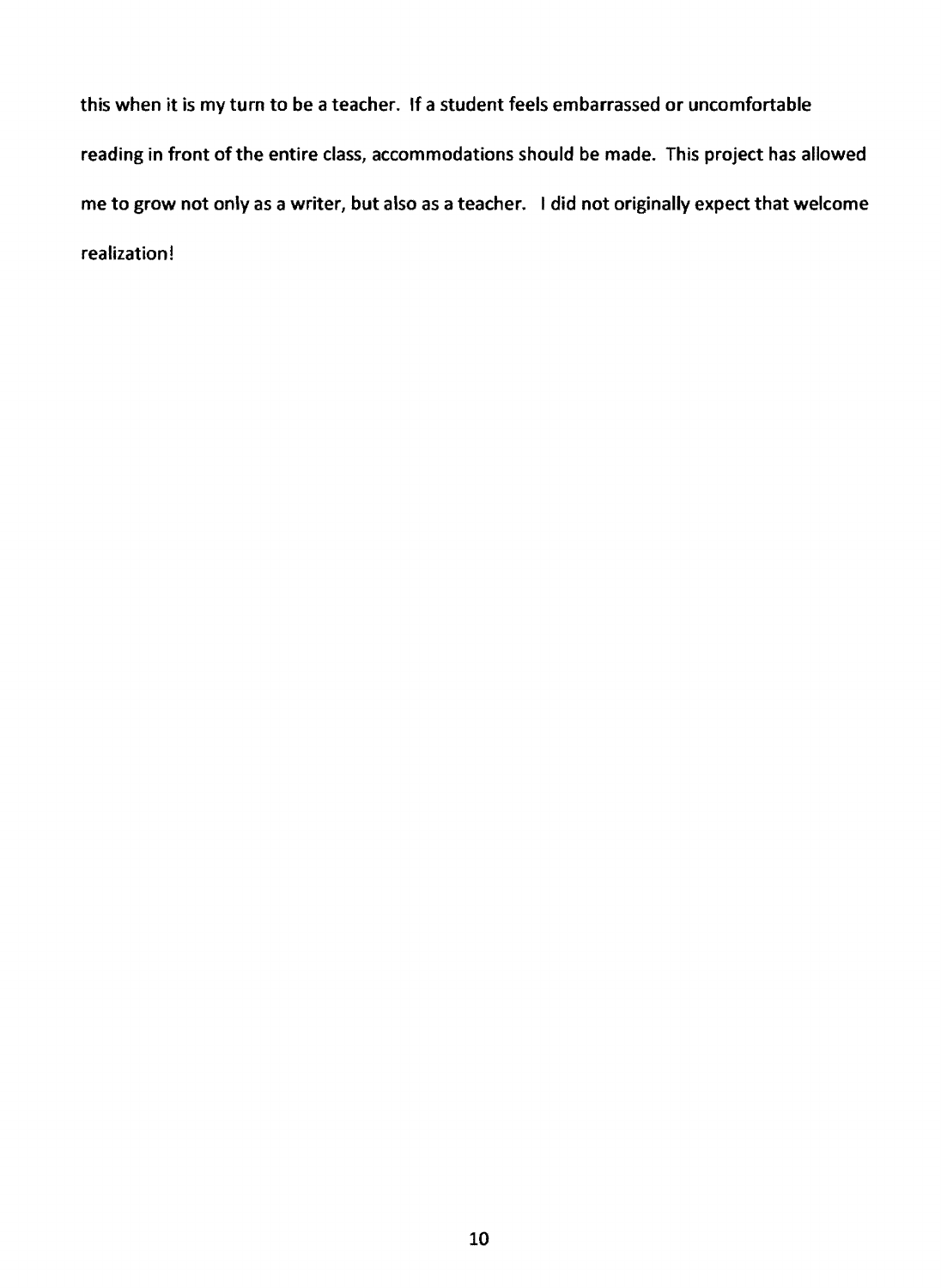this when it is my turn to be a teacher. If a student feels embarrassed or uncomfortable reading in front of the entire class, accommodations should be made. This project has allowed me to grow not only as a writer, but also as a teacher. I did not originally expect that welcome realization!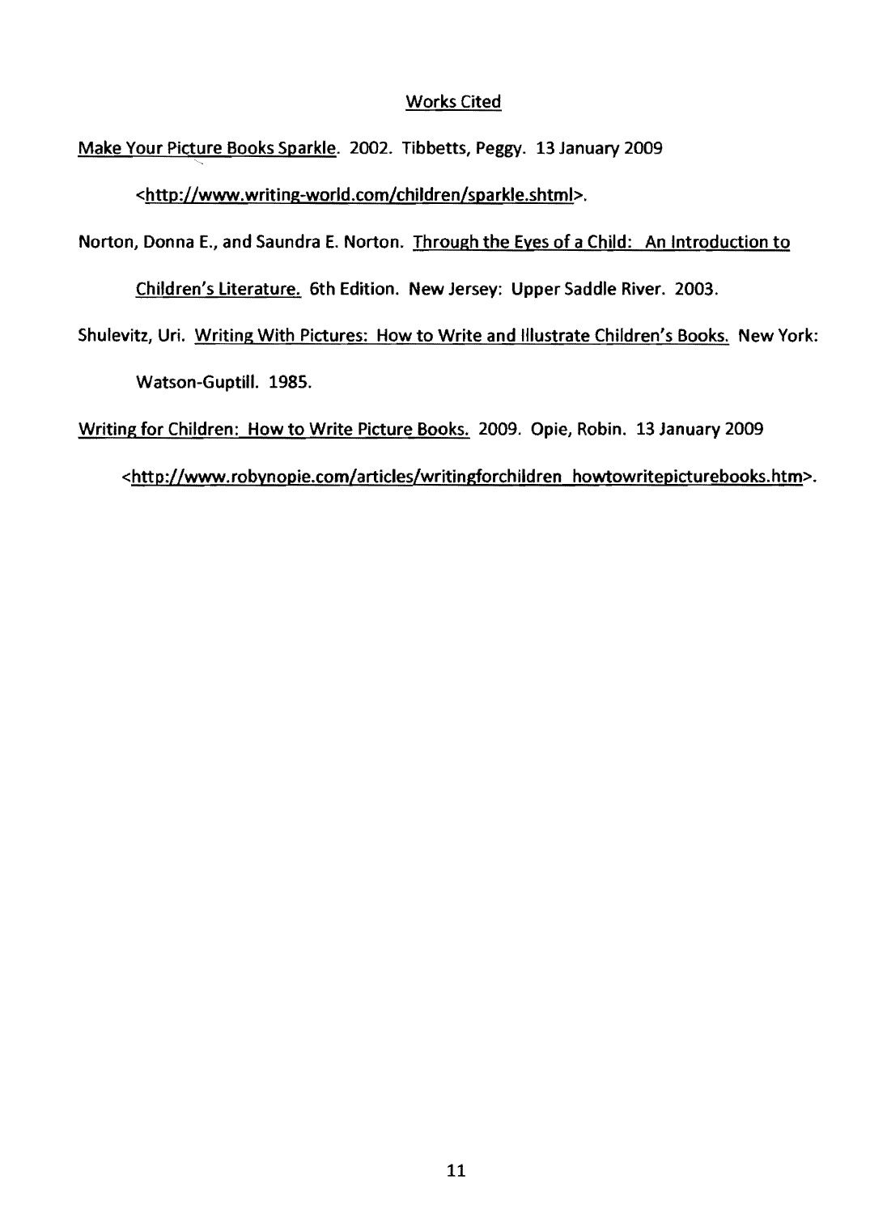## Works Cited

Make Your Picture Books Sparkle. 2002. Tibbetts, Peggy. 13 January 2009 <http://www.writing-world.com/children/sparkle.shtml>.

Norton, Donna E., and Saundra E. Norton. Through the Eyes of a Child: An Introduction to Children's Literature. 6th Edition. New Jersey: Upper Saddle River. 2003.

Shulevitz, Uri. Writing With Pictures: How to Write and Illustrate Children's Books. New York: Watson-Guptill. 1985.

Writing for Children: How to Write Picture Books. 2009. Opie, Robin. 13 January 2009 <http://www.robynopie.com/articles/writingforchildren_howtowritepicturebooks.htm>.